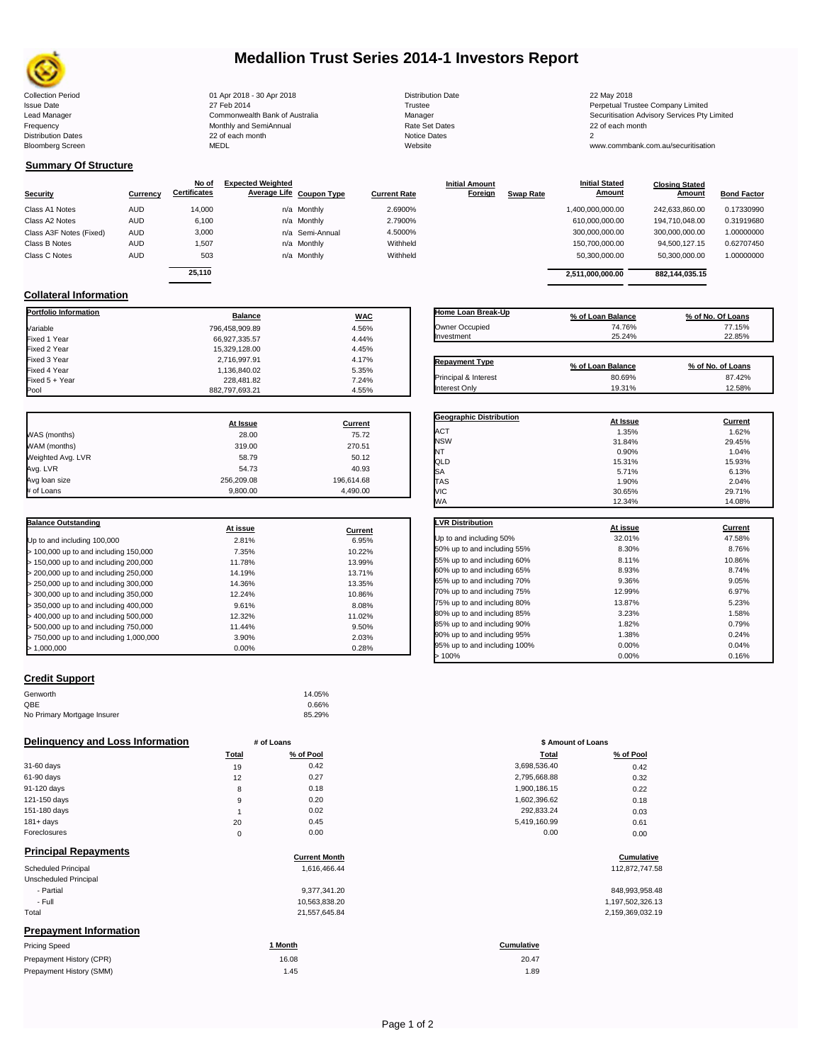# Medallion Trust Series 2014-1 Investors Report

| | | | |
|---|---|---|---|
| Collection Period | 01 Apr 2018 - 30 Apr 2018 | Distribution Date | 22 May 2018 |
| Issue Date | 27 Feb 2014 | Trustee | Perpetual Trustee Company Limited |
| Lead Manager | Commonwealth Bank of Australia | Manager | Securitisation Advisory Services Pty Limited |
| Frequency | Monthly and SemiAnnual | Rate Set Dates | 22 of each month |
| Distribution Dates | 22 of each month | Notice Dates | 2 |
| Bloomberg Screen | MEDL | Website | www.commbank.com.au/securitisation |

## Summary Of Structure

| Security | Currency | No of Certificates | Expected Weighted Average Life | Coupon Type | Current Rate | Initial Amount Foreign | Swap Rate | Initial Stated Amount | Closing Stated Amount | Bond Factor |
|---|---|---|---|---|---|---|---|---|---|---|
| Class A1 Notes | AUD | 14,000 | n/a | Monthly | 2.6900% | | | 1,400,000,000.00 | 242,633,860.00 | 0.17330990 |
| Class A2 Notes | AUD | 6,100 | n/a | Monthly | 2.7900% | | | 610,000,000.00 | 194,710,048.00 | 0.31919680 |
| Class A3F Notes (Fixed) | AUD | 3,000 | n/a | Semi-Annual | 4.5000% | | | 300,000,000.00 | 300,000,000.00 | 1.00000000 |
| Class B Notes | AUD | 1,507 | n/a | Monthly | Withheld | | | 150,700,000.00 | 94,500,127.15 | 0.62707450 |
| Class C Notes | AUD | 503 | n/a | Monthly | Withheld | | | 50,300,000.00 | 50,300,000.00 | 1.00000000 |
| | | 25,110 | | | | | | 2,511,000,000.00 | 882,144,035.15 | |

## Collateral Information

| Portfolio Information | Balance | WAC |
|---|---|---|
| Variable | 796,458,909.89 | 4.56% |
| Fixed 1 Year | 66,927,335.57 | 4.44% |
| Fixed 2 Year | 15,329,128.00 | 4.45% |
| Fixed 3 Year | 2,716,997.91 | 4.17% |
| Fixed 4 Year | 1,136,840.02 | 5.35% |
| Fixed 5 + Year | 228,481.82 | 7.24% |
| Pool | 882,797,693.21 | 4.55% |

| Home Loan Break-Up | % of Loan Balance | % of No. Of Loans |
|---|---|---|
| Owner Occupied | 74.76% | 77.15% |
| Investment | 25.24% | 22.85% |

| Repayment Type | % of Loan Balance | % of No. of Loans |
|---|---|---|
| Principal & Interest | 80.69% | 87.42% |
| Interest Only | 19.31% | 12.58% |

| | At Issue | Current |
|---|---|---|
| WAS (months) | 28.00 | 75.72 |
| WAM (months) | 319.00 | 270.51 |
| Weighted Avg. LVR | 58.79 | 50.12 |
| Avg. LVR | 54.73 | 40.93 |
| Avg loan size | 256,209.08 | 196,614.68 |
| # of Loans | 9,800.00 | 4,490.00 |

| Geographic Distribution | At Issue | Current |
|---|---|---|
| ACT | 1.35% | 1.62% |
| NSW | 31.84% | 29.45% |
| NT | 0.90% | 1.04% |
| QLD | 15.31% | 15.93% |
| SA | 5.71% | 6.13% |
| TAS | 1.90% | 2.04% |
| VIC | 30.65% | 29.71% |
| WA | 12.34% | 14.08% |

| Balance Outstanding | At issue | Current |
|---|---|---|
| Up to and including 100,000 | 2.81% | 6.95% |
| > 100,000 up to and including 150,000 | 7.35% | 10.22% |
| > 150,000 up to and including 200,000 | 11.78% | 13.99% |
| > 200,000 up to and including 250,000 | 14.19% | 13.71% |
| > 250,000 up to and including 300,000 | 14.36% | 13.35% |
| > 300,000 up to and including 350,000 | 12.24% | 10.86% |
| > 350,000 up to and including 400,000 | 9.61% | 8.08% |
| > 400,000 up to and including 500,000 | 12.32% | 11.02% |
| > 500,000 up to and including 750,000 | 11.44% | 9.50% |
| > 750,000 up to and including 1,000,000 | 3.90% | 2.03% |
| > 1,000,000 | 0.00% | 0.28% |

| LVR Distribution | At issue | Current |
|---|---|---|
| Up to and including 50% | 32.01% | 47.58% |
| 50% up to and including 55% | 8.30% | 8.76% |
| 55% up to and including 60% | 8.11% | 10.86% |
| 60% up to and including 65% | 8.93% | 8.74% |
| 65% up to and including 70% | 9.36% | 9.05% |
| 70% up to and including 75% | 12.99% | 6.97% |
| 75% up to and including 80% | 13.87% | 5.23% |
| 80% up to and including 85% | 3.23% | 1.58% |
| 85% up to and including 90% | 1.82% | 0.79% |
| 90% up to and including 95% | 1.38% | 0.24% |
| 95% up to and including 100% | 0.00% | 0.04% |
| > 100% | 0.00% | 0.16% |

## Credit Support

| | |
|---|---|
| Genworth | 14.05% |
| QBE | 0.66% |
| No Primary Mortgage Insurer | 85.29% |

## Delinquency and Loss Information

| | # of Loans Total | # of Loans % of Pool | \$ Amount of Loans Total | \$ Amount of Loans % of Pool |
|---|---|---|---|---|
| 31-60 days | 19 | 0.42 | 3,698,536.40 | 0.42 |
| 61-90 days | 12 | 0.27 | 2,795,668.88 | 0.32 |
| 91-120 days | 8 | 0.18 | 1,900,186.15 | 0.22 |
| 121-150 days | 9 | 0.20 | 1,602,396.62 | 0.18 |
| 151-180 days | 1 | 0.02 | 292,833.24 | 0.03 |
| 181+ days | 20 | 0.45 | 5,419,160.99 | 0.61 |
| Foreclosures | 0 | 0.00 | 0.00 | 0.00 |

## Principal Repayments

| | Current Month | Cumulative |
|---|---|---|
| Scheduled Principal | 1,616,466.44 | 112,872,747.58 |
| Unscheduled Principal | | |
| - Partial | 9,377,341.20 | 848,993,958.48 |
| - Full | 10,563,838.20 | 1,197,502,326.13 |
| Total | 21,557,645.84 | 2,159,369,032.19 |

## Prepayment Information

| Pricing Speed | 1 Month | Cumulative |
|---|---|---|
| Prepayment History (CPR) | 16.08 | 20.47 |
| Prepayment History (SMM) | 1.45 | 1.89 |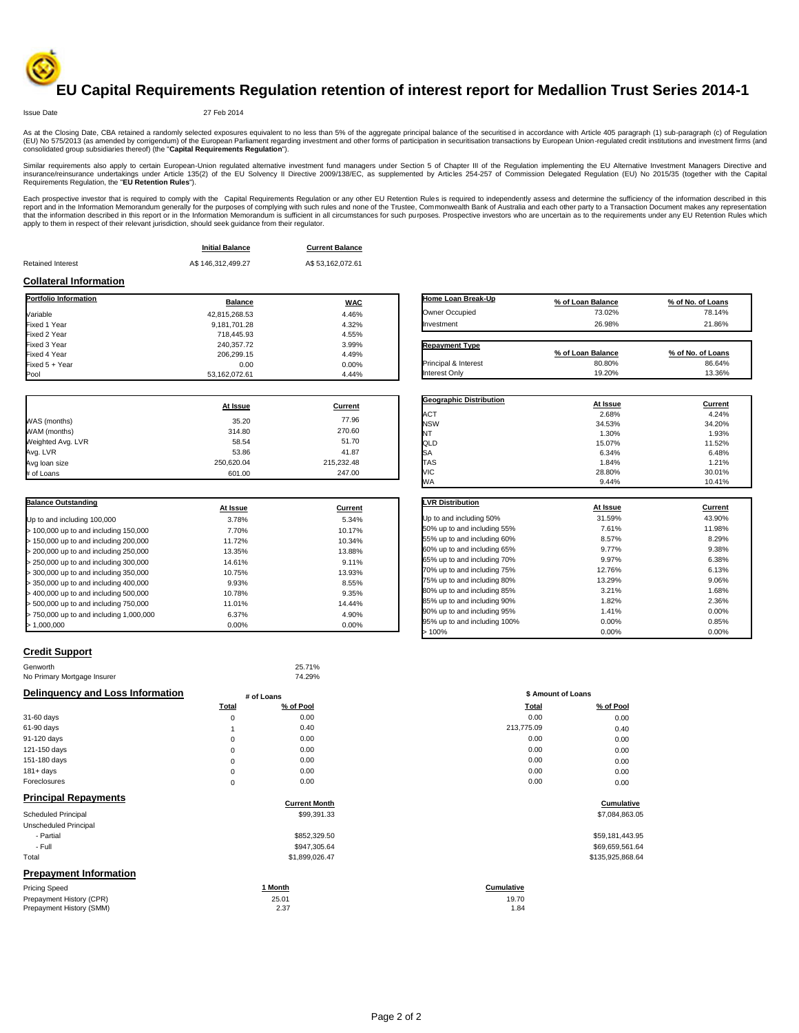# EU Capital Requirements Regulation retention of interest report for Medallion Trust Series 2014-1

Issue Date 27 Feb 2014

As at the Closing Date, CBA retained a randomly selected exposures equivalent to no less than 5% of the aggregate principal balance of the securitised in accordance with Article 405 paragraph (1) sub-paragraph (c) of Regulation (EU) No 575/2013 (as amended by corrigendum) of the European Parliament regarding investment and other forms of participation in securitisation transactions by European Union-regulated credit institutions and investment firms (and consolidated group subsidiaries thereof) (the "**Capital Requirements Regulation**").

Similar requirements also apply to certain European-Union regulated alternative investment fund managers under Section 5 of Chapter III of the Regulation implementing the EU Alternative Investment Managers Directive and insurance/reinsurance undertakings under Article 135(2) of the EU Solvency II Directive 2009/138/EC, as supplemented by Articles 254-257 of Commission Delegated Regulation (EU) No 2015/35 (together with the Capital Requirements Regulation, the "**EU Retention Rules**").

Each prospective investor that is required to comply with the Capital Requirements Regulation or any other EU Retention Rules is required to independently assess and determine the sufficiency of the information described in this report and in the Information Memorandum generally for the purposes of complying with such rules and none of the Trustee, Commonwealth Bank of Australia and each other party to a Transaction Document makes any representation that the information described in this report or in the Information Memorandum is sufficient in all circumstances for such purposes. Prospective investors who are uncertain as to the requirements under any EU Retention Rules which apply to them in respect of their relevant jurisdiction, should seek guidance from their regulator.

| | Initial Balance | Current Balance |
|---|---|---|
| Retained Interest | A$ 146,312,499.27 | A$ 53,162,072.61 |

## Collateral Information

| Portfolio Information | Balance | WAC |
|---|---|---|
| Variable | 42,815,268.53 | 4.46% |
| Fixed 1 Year | 9,181,701.28 | 4.32% |
| Fixed 2 Year | 718,445.93 | 4.55% |
| Fixed 3 Year | 240,357.72 | 3.99% |
| Fixed 4 Year | 206,299.15 | 4.49% |
| Fixed 5 + Year | 0.00 | 0.00% |
| Pool | 53,162,072.61 | 4.44% |

| Home Loan Break-Up | % of Loan Balance | % of No. of Loans |
|---|---|---|
| Owner Occupied | 73.02% | 78.14% |
| Investment | 26.98% | 21.86% |

| Repayment Type | % of Loan Balance | % of No. of Loans |
|---|---|---|
| Principal & Interest | 80.80% | 86.64% |
| Interest Only | 19.20% | 13.36% |

| | At Issue | Current |
|---|---|---|
| WAS (months) | 35.20 | 77.96 |
| WAM (months) | 314.80 | 270.60 |
| Weighted Avg. LVR | 58.54 | 51.70 |
| Avg. LVR | 53.86 | 41.87 |
| Avg loan size | 250,620.04 | 215,232.48 |
| # of Loans | 601.00 | 247.00 |

| Geographic Distribution | At Issue | Current |
|---|---|---|
| ACT | 2.68% | 4.24% |
| NSW | 34.53% | 34.20% |
| NT | 1.30% | 1.93% |
| QLD | 15.07% | 11.52% |
| SA | 6.34% | 6.48% |
| TAS | 1.84% | 1.21% |
| VIC | 28.80% | 30.01% |
| WA | 9.44% | 10.41% |

| Balance Outstanding | At Issue | Current |
|---|---|---|
| Up to and including 100,000 | 3.78% | 5.34% |
| > 100,000 up to and including 150,000 | 7.70% | 10.17% |
| > 150,000 up to and including 200,000 | 11.72% | 10.34% |
| > 200,000 up to and including 250,000 | 13.35% | 13.88% |
| > 250,000 up to and including 300,000 | 14.61% | 9.11% |
| > 300,000 up to and including 350,000 | 10.75% | 13.93% |
| > 350,000 up to and including 400,000 | 9.93% | 8.55% |
| > 400,000 up to and including 500,000 | 10.78% | 9.35% |
| > 500,000 up to and including 750,000 | 11.01% | 14.44% |
| > 750,000 up to and including 1,000,000 | 6.37% | 4.90% |
| > 1,000,000 | 0.00% | 0.00% |

| LVR Distribution | At Issue | Current |
|---|---|---|
| Up to and including 50% | 31.59% | 43.90% |
| 50% up to and including 55% | 7.61% | 11.98% |
| 55% up to and including 60% | 8.57% | 8.29% |
| 60% up to and including 65% | 9.77% | 9.38% |
| 65% up to and including 70% | 9.97% | 6.38% |
| 70% up to and including 75% | 12.76% | 6.13% |
| 75% up to and including 80% | 13.29% | 9.06% |
| 80% up to and including 85% | 3.21% | 1.68% |
| 85% up to and including 90% | 1.82% | 2.36% |
| 90% up to and including 95% | 1.41% | 0.00% |
| 95% up to and including 100% | 0.00% | 0.85% |
| > 100% | 0.00% | 0.00% |

## Credit Support

| | |
|---|---|
| Genworth | 25.71% |
| No Primary Mortgage Insurer | 74.29% |

## Delinquency and Loss Information

| | # of Loans | | \$ Amount of Loans | |
|---|---|---|---|---|
| | Total | % of Pool | Total | % of Pool |
| 31-60 days | 0 | 0.00 | 0.00 | 0.00 |
| 61-90 days | 1 | 0.40 | 213,775.09 | 0.40 |
| 91-120 days | 0 | 0.00 | 0.00 | 0.00 |
| 121-150 days | 0 | 0.00 | 0.00 | 0.00 |
| 151-180 days | 0 | 0.00 | 0.00 | 0.00 |
| 181+ days | 0 | 0.00 | 0.00 | 0.00 |
| Foreclosures | 0 | 0.00 | 0.00 | 0.00 |

## Principal Repayments

| | Current Month | Cumulative |
|---|---|---|
| Scheduled Principal | $99,391.33 | $7,084,863.05 |
| Unscheduled Principal | | |
| - Partial | $852,329.50 | $59,181,443.95 |
| - Full | $947,305.64 | $69,659,561.64 |
| Total | $1,899,026.47 | $135,925,868.64 |

## Prepayment Information

| Pricing Speed | 1 Month | Cumulative |
|---|---|---|
| Prepayment History (CPR) | 25.01 | 19.70 |
| Prepayment History (SMM) | 2.37 | 1.84 |